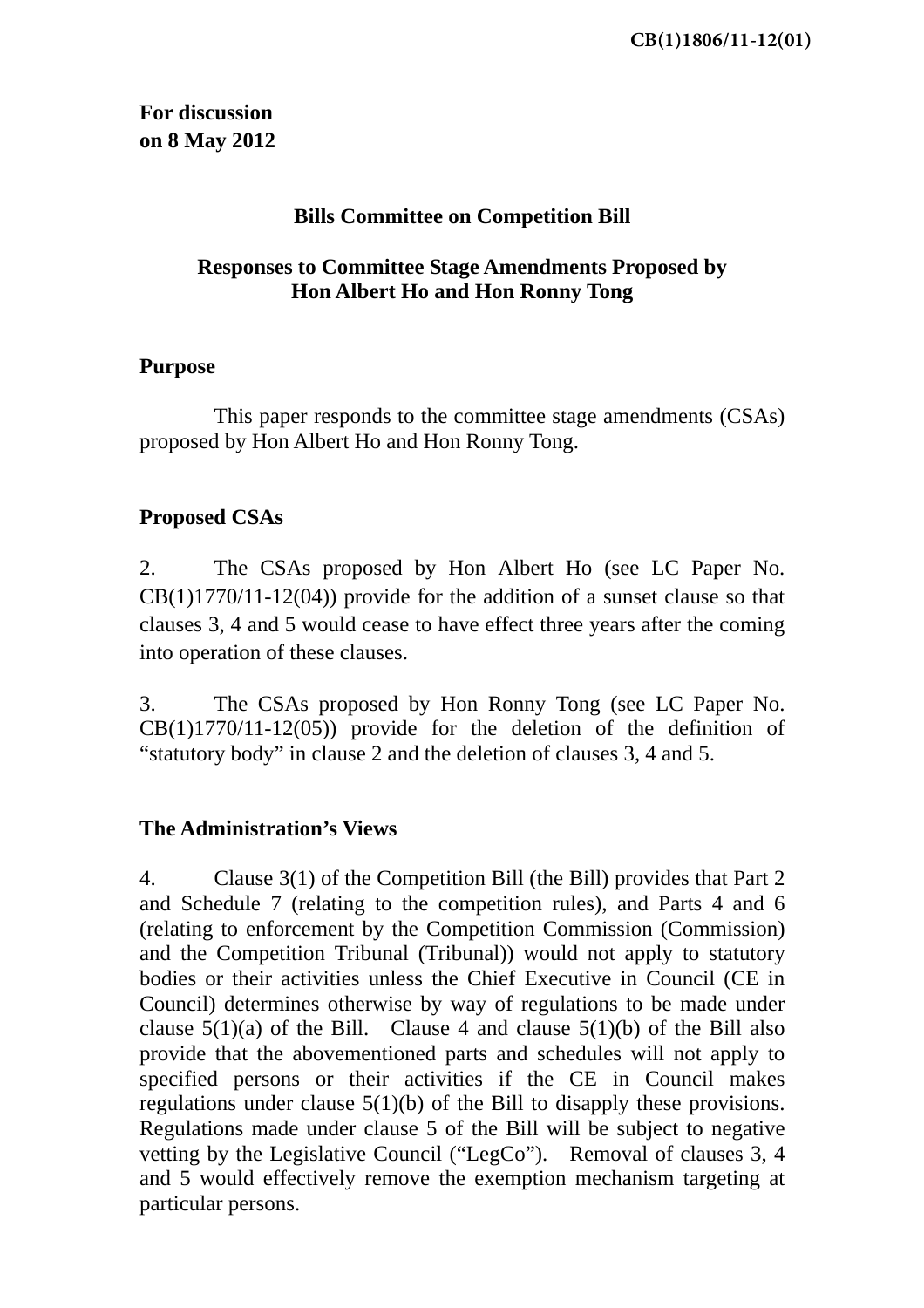CB(1)1806/11-12(01)

**For discussion on 8 May 2012**

**Bills Committee on Competition Bill**

**Responses to Committee Stage Amendments Proposed by Hon Albert Ho and Hon Ronny Tong**

**Purpose**

This paper responds to the committee stage amendments (CSAs) proposed by Hon Albert Ho and Hon Ronny Tong.

**Proposed CSAs**

2. The CSAs proposed by Hon Albert Ho (see LC Paper No. CB(1)1770/11-12(04)) provide for the addition of a sunset clause so that clauses 3, 4 and 5 would cease to have effect three years after the coming into operation of these clauses.

3. The CSAs proposed by Hon Ronny Tong (see LC Paper No. CB(1)1770/11-12(05)) provide for the deletion of the definition of "statutory body" in clause 2 and the deletion of clauses 3, 4 and 5.

**The Administration's Views**

4. Clause 3(1) of the Competition Bill (the Bill) provides that Part 2 and Schedule 7 (relating to the competition rules), and Parts 4 and 6 (relating to enforcement by the Competition Commission (Commission) and the Competition Tribunal (Tribunal)) would not apply to statutory bodies or their activities unless the Chief Executive in Council (CE in Council) determines otherwise by way of regulations to be made under clause 5(1)(a) of the Bill. Clause 4 and clause 5(1)(b) of the Bill also provide that the abovementioned parts and schedules will not apply to specified persons or their activities if the CE in Council makes regulations under clause 5(1)(b) of the Bill to disapply these provisions. Regulations made under clause 5 of the Bill will be subject to negative vetting by the Legislative Council ("LegCo"). Removal of clauses 3, 4 and 5 would effectively remove the exemption mechanism targeting at particular persons.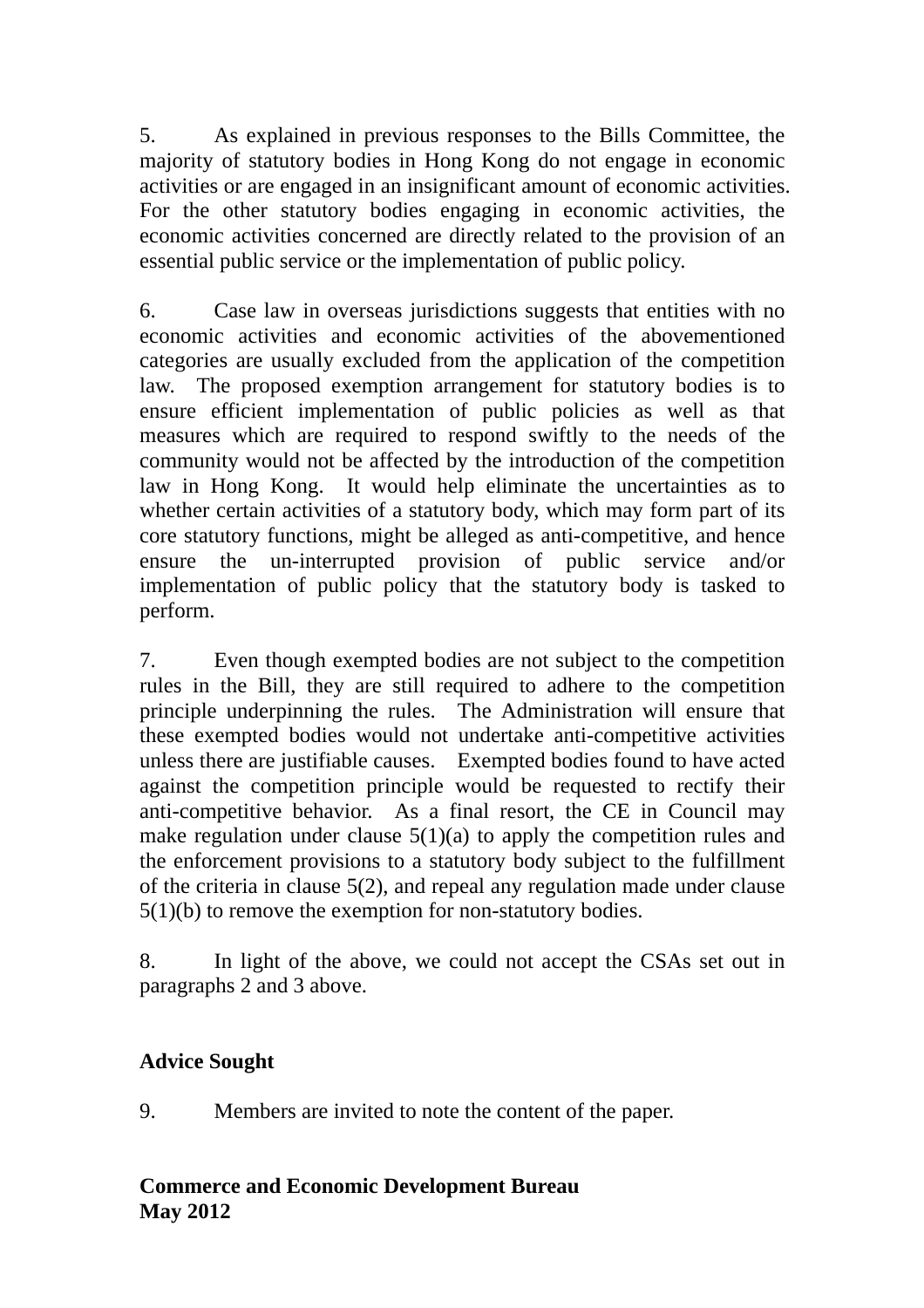5. As explained in previous responses to the Bills Committee, the majority of statutory bodies in Hong Kong do not engage in economic activities or are engaged in an insignificant amount of economic activities. For the other statutory bodies engaging in economic activities, the economic activities concerned are directly related to the provision of an essential public service or the implementation of public policy.

6. Case law in overseas jurisdictions suggests that entities with no economic activities and economic activities of the abovementioned categories are usually excluded from the application of the competition law. The proposed exemption arrangement for statutory bodies is to ensure efficient implementation of public policies as well as that measures which are required to respond swiftly to the needs of the community would not be affected by the introduction of the competition law in Hong Kong. It would help eliminate the uncertainties as to whether certain activities of a statutory body, which may form part of its core statutory functions, might be alleged as anti-competitive, and hence ensure the un-interrupted provision of public service and/or implementation of public policy that the statutory body is tasked to perform.

7. Even though exempted bodies are not subject to the competition rules in the Bill, they are still required to adhere to the competition principle underpinning the rules. The Administration will ensure that these exempted bodies would not undertake anti-competitive activities unless there are justifiable causes. Exempted bodies found to have acted against the competition principle would be requested to rectify their anti-competitive behavior. As a final resort, the CE in Council may make regulation under clause 5(1)(a) to apply the competition rules and the enforcement provisions to a statutory body subject to the fulfillment of the criteria in clause 5(2), and repeal any regulation made under clause 5(1)(b) to remove the exemption for non-statutory bodies.

8. In light of the above, we could not accept the CSAs set out in paragraphs 2 and 3 above.

**Advice Sought**

9. Members are invited to note the content of the paper.

**Commerce and Economic Development Bureau**
**May 2012**